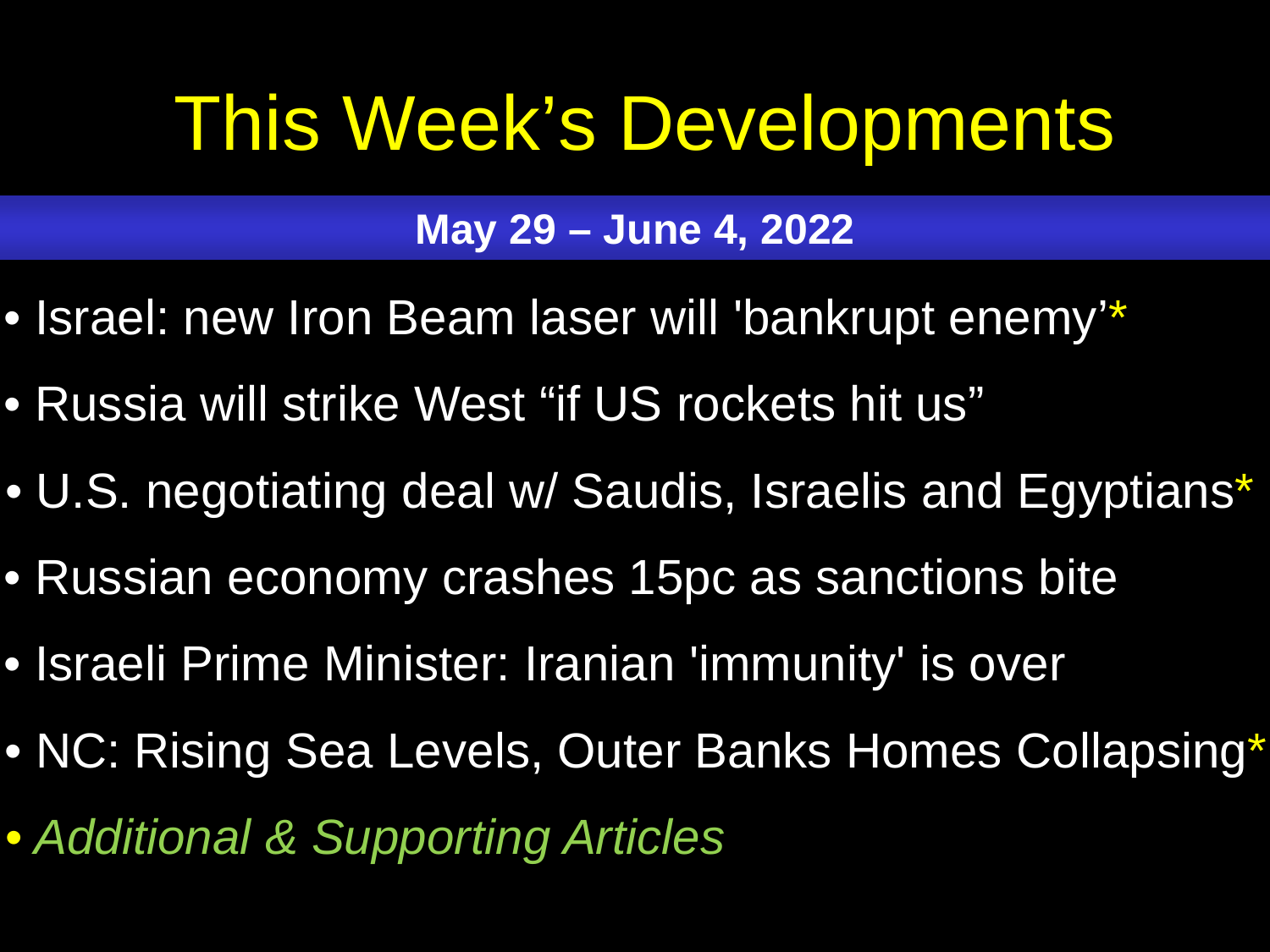# This Week's Developments

**May 29 – June 4, 2022**

- Israel: new Iron Beam laser will 'bankrupt enemy'*
- Russia will strike West "if US rockets hit us"
- U.S. negotiating deal w/ Saudis, Israelis and Egyptians*
- Russian economy crashes 15pc as sanctions bite
- Israeli Prime Minister: Iranian 'immunity' is over
- NC: Rising Sea Levels, Outer Banks Homes Collapsing*
- *Additional & Supporting Articles*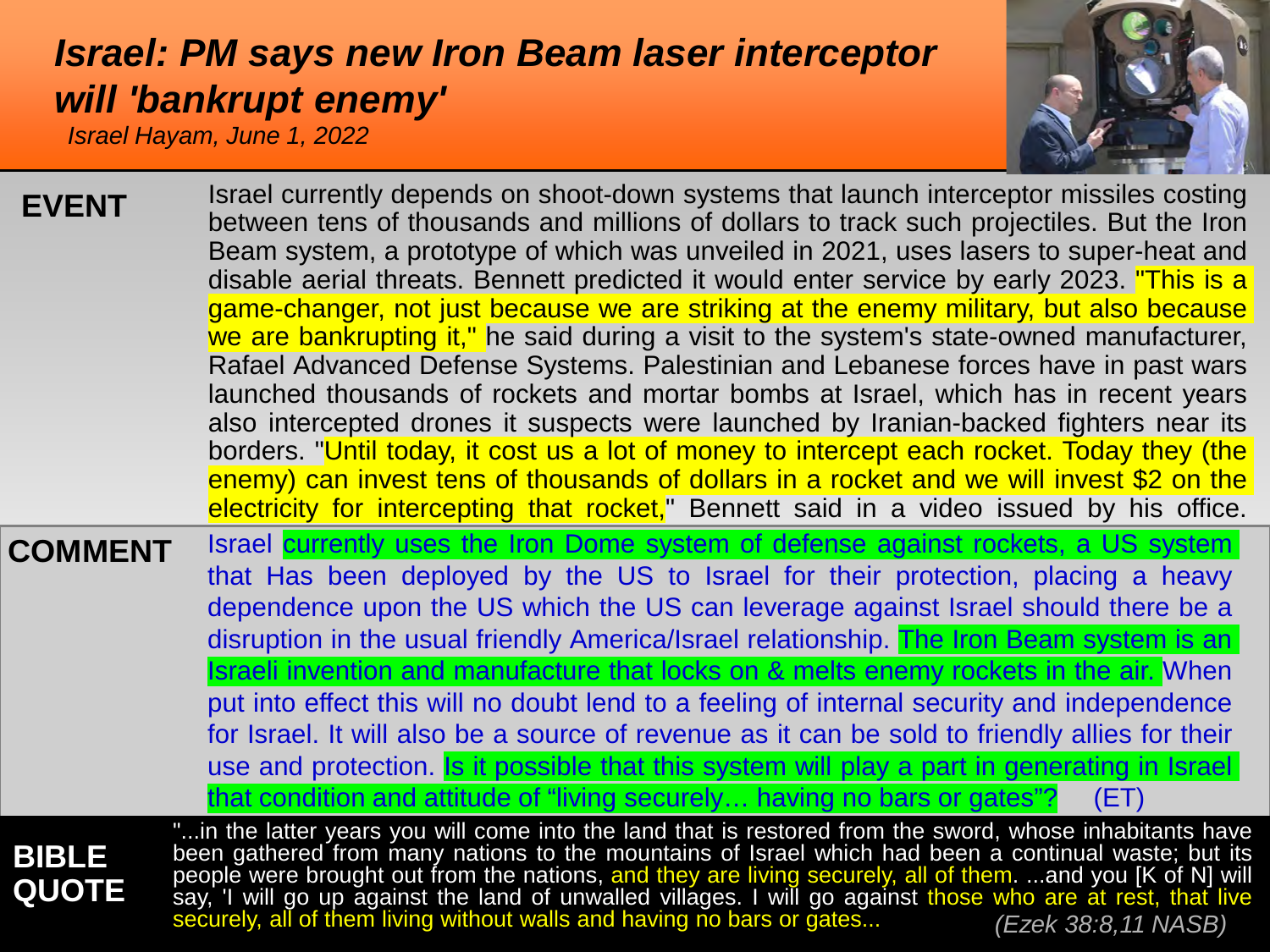# *Israel: PM says new Iron Beam laser interceptor will 'bankrupt enemy'*

*Israel Hayam, June 1, 2022*

**EVENT**

Israel currently depends on shoot-down systems that launch interceptor missiles costing between tens of thousands and millions of dollars to track such projectiles. But the Iron Beam system, a prototype of which was unveiled in 2021, uses lasers to super-heat and disable aerial threats. Bennett predicted it would enter service by early 2023. "This is a game-changer, not just because we are striking at the enemy military, but also because we are bankrupting it," he said during a visit to the system's state-owned manufacturer, Rafael Advanced Defense Systems. Palestinian and Lebanese forces have in past wars launched thousands of rockets and mortar bombs at Israel, which has in recent years also intercepted drones it suspects were launched by Iranian-backed fighters near its borders. "Until today, it cost us a lot of money to intercept each rocket. Today they (the enemy) can invest tens of thousands of dollars in a rocket and we will invest $2 on the electricity for intercepting that rocket," Bennett said in a video issued by his office.

**COMMENT**

Israel currently uses the Iron Dome system of defense against rockets, a US system that Has been deployed by the US to Israel for their protection, placing a heavy dependence upon the US which the US can leverage against Israel should there be a disruption in the usual friendly America/Israel relationship. The Iron Beam system is an Israeli invention and manufacture that locks on & melts enemy rockets in the air. When put into effect this will no doubt lend to a feeling of internal security and independence for Israel. It will also be a source of revenue as it can be sold to friendly allies for their use and protection. Is it possible that this system will play a part in generating in Israel that condition and attitude of "living securely… having no bars or gates"? (ET)

**BIBLE QUOTE**

"...in the latter years you will come into the land that is restored from the sword, whose inhabitants have been gathered from many nations to the mountains of Israel which had been a continual waste; but its people were brought out from the nations, and they are living securely, all of them. ...and you [K of N] will say, 'I will go up against the land of unwalled villages. I will go against those who are at rest, that live securely, all of them living without walls and having no bars or gates... *(Ezek 38:8,11 NASB)*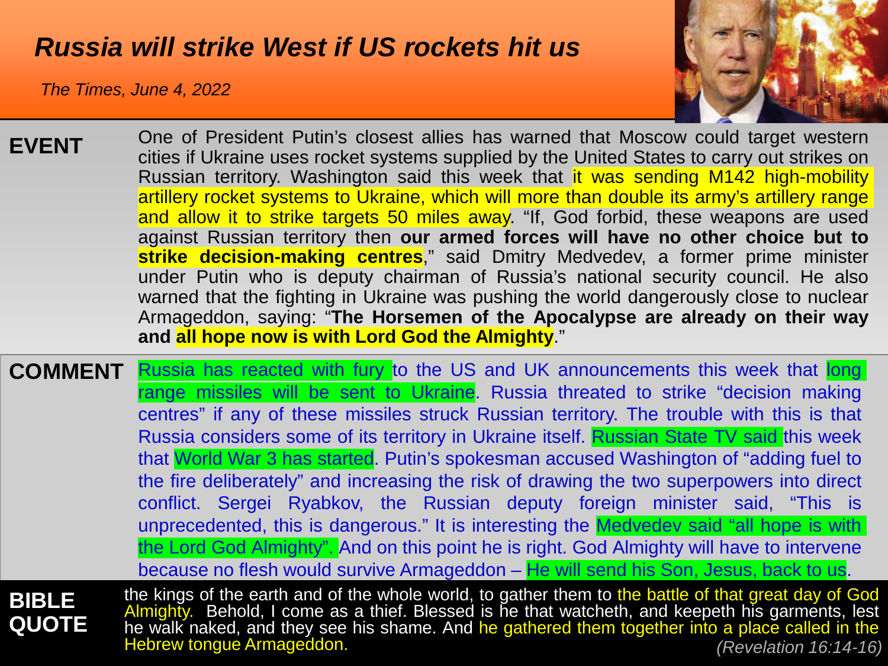# Russia will strike West if US rockets hit us

*The Times, June 4, 2022*

**EVENT**

One of President Putin's closest allies has warned that Moscow could target western cities if Ukraine uses rocket systems supplied by the United States to carry out strikes on Russian territory. Washington said this week that it was sending M142 high-mobility artillery rocket systems to Ukraine, which will more than double its army's artillery range and allow it to strike targets 50 miles away. "If, God forbid, these weapons are used against Russian territory then **our armed forces will have no other choice but to strike decision-making centres**," said Dmitry Medvedev, a former prime minister under Putin who is deputy chairman of Russia's national security council. He also warned that the fighting in Ukraine was pushing the world dangerously close to nuclear Armageddon, saying: "**The Horsemen of the Apocalypse are already on their way and all hope now is with Lord God the Almighty**."

**COMMENT**

Russia has reacted with fury to the US and UK announcements this week that long range missiles will be sent to Ukraine. Russia threated to strike "decision making centres" if any of these missiles struck Russian territory. The trouble with this is that Russia considers some of its territory in Ukraine itself. Russian State TV said this week that World War 3 has started. Putin's spokesman accused Washington of "adding fuel to the fire deliberately" and increasing the risk of drawing the two superpowers into direct conflict. Sergei Ryabkov, the Russian deputy foreign minister said, "This is unprecedented, this is dangerous." It is interesting the Medvedev said "all hope is with the Lord God Almighty". And on this point he is right. God Almighty will have to intervene because no flesh would survive Armageddon – He will send his Son, Jesus, back to us.

**BIBLE QUOTE**

the kings of the earth and of the whole world, to gather them to the battle of that great day of God Almighty. Behold, I come as a thief. Blessed is he that watcheth, and keepeth his garments, lest he walk naked, and they see his shame. And he gathered them together into a place called in the Hebrew tongue Armageddon.

*(Revelation 16:14-16)*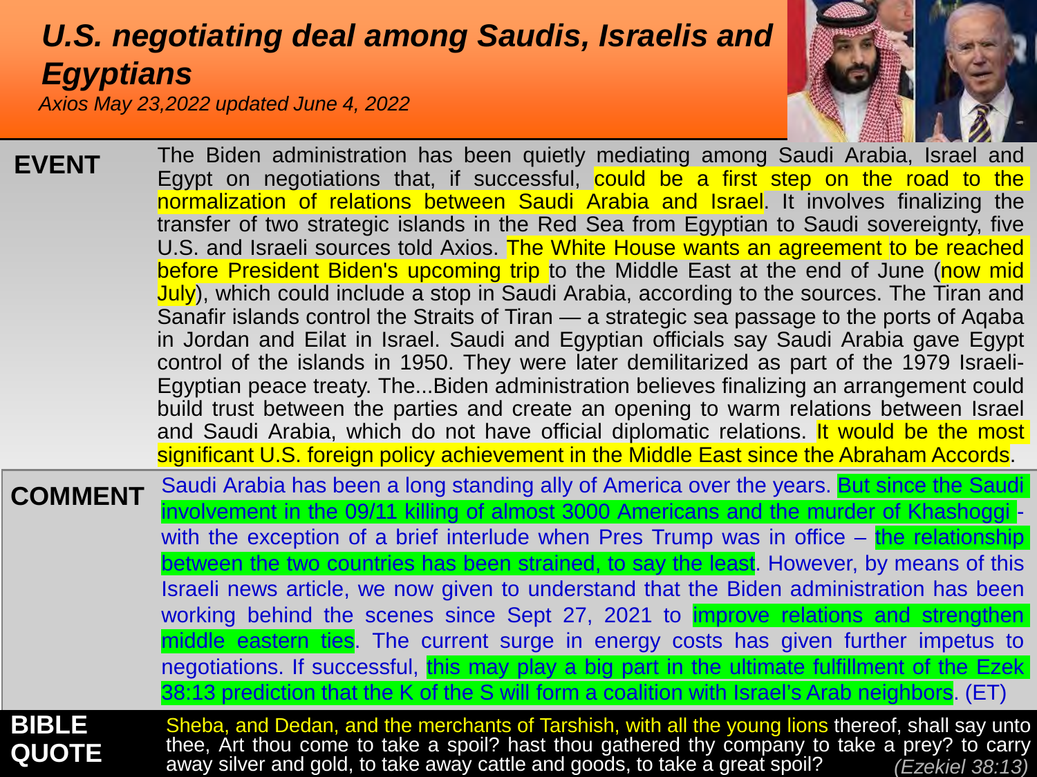# *U.S. negotiating deal among Saudis, Israelis and Egyptians*

*Axios May 23,2022 updated June 4, 2022*

**EVENT**

The Biden administration has been quietly mediating among Saudi Arabia, Israel and Egypt on negotiations that, if successful, could be a first step on the road to the normalization of relations between Saudi Arabia and Israel. It involves finalizing the transfer of two strategic islands in the Red Sea from Egyptian to Saudi sovereignty, five U.S. and Israeli sources told Axios. The White House wants an agreement to be reached before President Biden's upcoming trip to the Middle East at the end of June (now mid July), which could include a stop in Saudi Arabia, according to the sources. The Tiran and Sanafir islands control the Straits of Tiran — a strategic sea passage to the ports of Aqaba in Jordan and Eilat in Israel. Saudi and Egyptian officials say Saudi Arabia gave Egypt control of the islands in 1950. They were later demilitarized as part of the 1979 Israeli-Egyptian peace treaty. The...Biden administration believes finalizing an arrangement could build trust between the parties and create an opening to warm relations between Israel and Saudi Arabia, which do not have official diplomatic relations. It would be the most significant U.S. foreign policy achievement in the Middle East since the Abraham Accords.

**COMMENT**

Saudi Arabia has been a long standing ally of America over the years. But since the Saudi involvement in the 09/11 killing of almost 3000 Americans and the murder of Khashoggi - with the exception of a brief interlude when Pres Trump was in office – the relationship between the two countries has been strained, to say the least. However, by means of this Israeli news article, we now given to understand that the Biden administration has been working behind the scenes since Sept 27, 2021 to improve relations and strengthen middle eastern ties. The current surge in energy costs has given further impetus to negotiations. If successful, this may play a big part in the ultimate fulfillment of the Ezek 38:13 prediction that the K of the S will form a coalition with Israel's Arab neighbors. (ET)

**BIBLE QUOTE**

Sheba, and Dedan, and the merchants of Tarshish, with all the young lions thereof, shall say unto thee, Art thou come to take a spoil? hast thou gathered thy company to take a prey? to carry away silver and gold, to take away cattle and goods, to take a great spoil? *(Ezekiel 38:13)*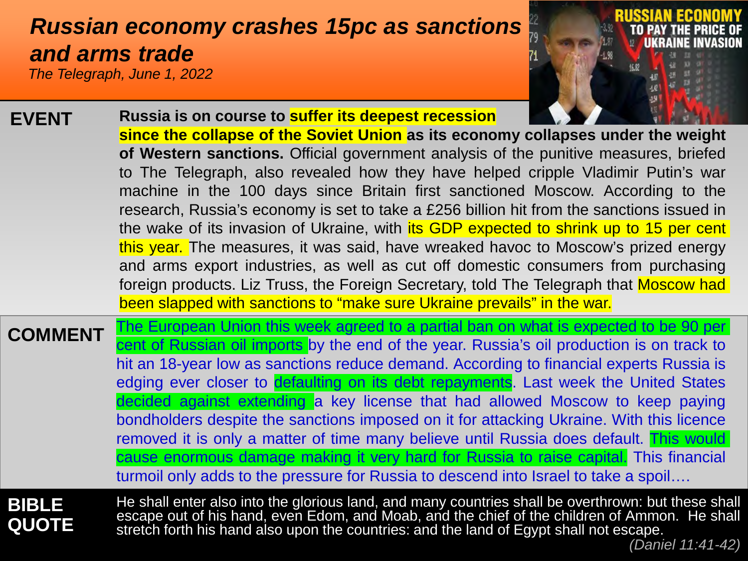# *Russian economy crashes 15pc as sanctions and arms trade*

*The Telegraph, June 1, 2022*

**EVENT**

**Russia is on course to suffer its deepest recession since the collapse of the Soviet Union as its economy collapses under the weight of Western sanctions.** Official government analysis of the punitive measures, briefed to The Telegraph, also revealed how they have helped cripple Vladimir Putin's war machine in the 100 days since Britain first sanctioned Moscow. According to the research, Russia's economy is set to take a £256 billion hit from the sanctions issued in the wake of its invasion of Ukraine, with its GDP expected to shrink up to 15 per cent this year. The measures, it was said, have wreaked havoc to Moscow's prized energy and arms export industries, as well as cut off domestic consumers from purchasing foreign products. Liz Truss, the Foreign Secretary, told The Telegraph that Moscow had been slapped with sanctions to "make sure Ukraine prevails" in the war.

**COMMENT**

The European Union this week agreed to a partial ban on what is expected to be 90 per cent of Russian oil imports by the end of the year. Russia's oil production is on track to hit an 18-year low as sanctions reduce demand. According to financial experts Russia is edging ever closer to defaulting on its debt repayments. Last week the United States decided against extending a key license that had allowed Moscow to keep paying bondholders despite the sanctions imposed on it for attacking Ukraine. With this licence removed it is only a matter of time many believe until Russia does default. This would cause enormous damage making it very hard for Russia to raise capital. This financial turmoil only adds to the pressure for Russia to descend into Israel to take a spoil….

**BIBLE QUOTE**

He shall enter also into the glorious land, and many countries shall be overthrown: but these shall escape out of his hand, even Edom, and Moab, and the chief of the children of Ammon. He shall stretch forth his hand also upon the countries: and the land of Egypt shall not escape.

*(Daniel 11:41-42)*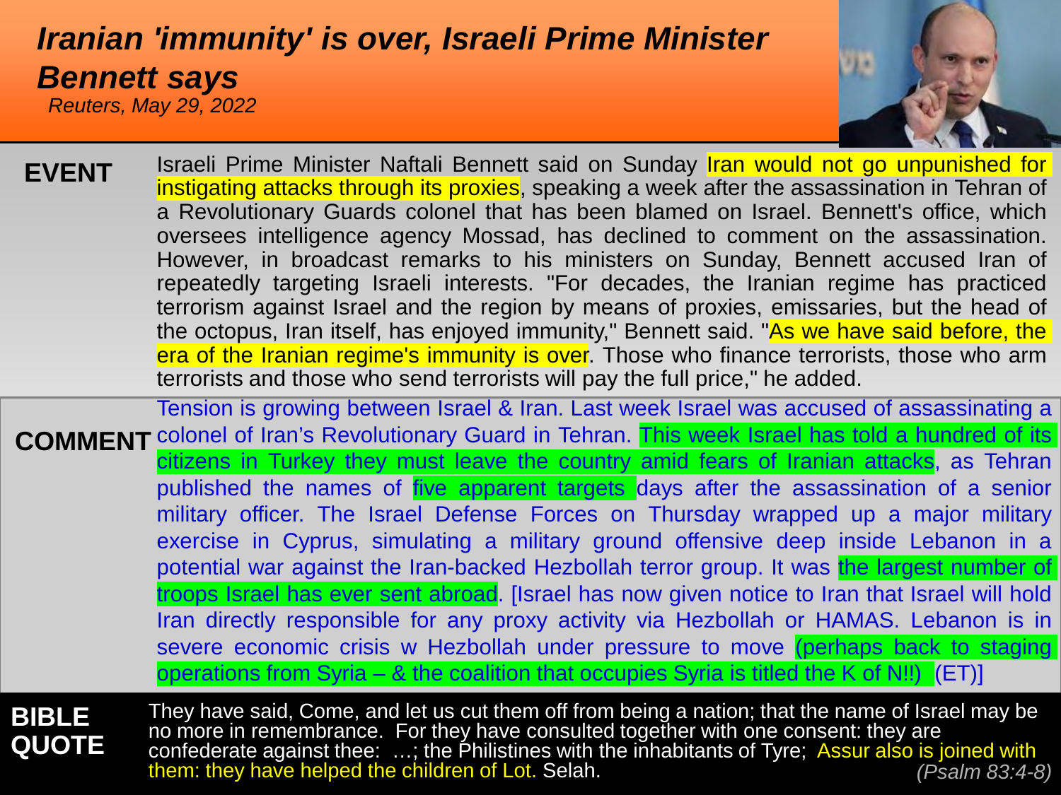# *Iranian 'immunity' is over, Israeli Prime Minister Bennett says*

*Reuters, May 29, 2022*

**EVENT**

Israeli Prime Minister Naftali Bennett said on Sunday Iran would not go unpunished for instigating attacks through its proxies, speaking a week after the assassination in Tehran of a Revolutionary Guards colonel that has been blamed on Israel. Bennett's office, which oversees intelligence agency Mossad, has declined to comment on the assassination. However, in broadcast remarks to his ministers on Sunday, Bennett accused Iran of repeatedly targeting Israeli interests. "For decades, the Iranian regime has practiced terrorism against Israel and the region by means of proxies, emissaries, but the head of the octopus, Iran itself, has enjoyed immunity," Bennett said. "As we have said before, the era of the Iranian regime's immunity is over. Those who finance terrorists, those who arm terrorists and those who send terrorists will pay the full price," he added.

**COMMENT**

Tension is growing between Israel & Iran. Last week Israel was accused of assassinating a colonel of Iran's Revolutionary Guard in Tehran. This week Israel has told a hundred of its citizens in Turkey they must leave the country amid fears of Iranian attacks, as Tehran published the names of five apparent targets days after the assassination of a senior military officer. The Israel Defense Forces on Thursday wrapped up a major military exercise in Cyprus, simulating a military ground offensive deep inside Lebanon in a potential war against the Iran-backed Hezbollah terror group. It was the largest number of troops Israel has ever sent abroad. [Israel has now given notice to Iran that Israel will hold Iran directly responsible for any proxy activity via Hezbollah or HAMAS. Lebanon is in severe economic crisis w Hezbollah under pressure to move (perhaps back to staging operations from Syria – & the coalition that occupies Syria is titled the K of N!!) (ET)]

**BIBLE QUOTE**

They have said, Come, and let us cut them off from being a nation; that the name of Israel may be no more in remembrance. For they have consulted together with one consent: they are confederate against thee: …; the Philistines with the inhabitants of Tyre; Assur also is joined with them: they have helped the children of Lot. Selah.

*(Psalm 83:4-8)*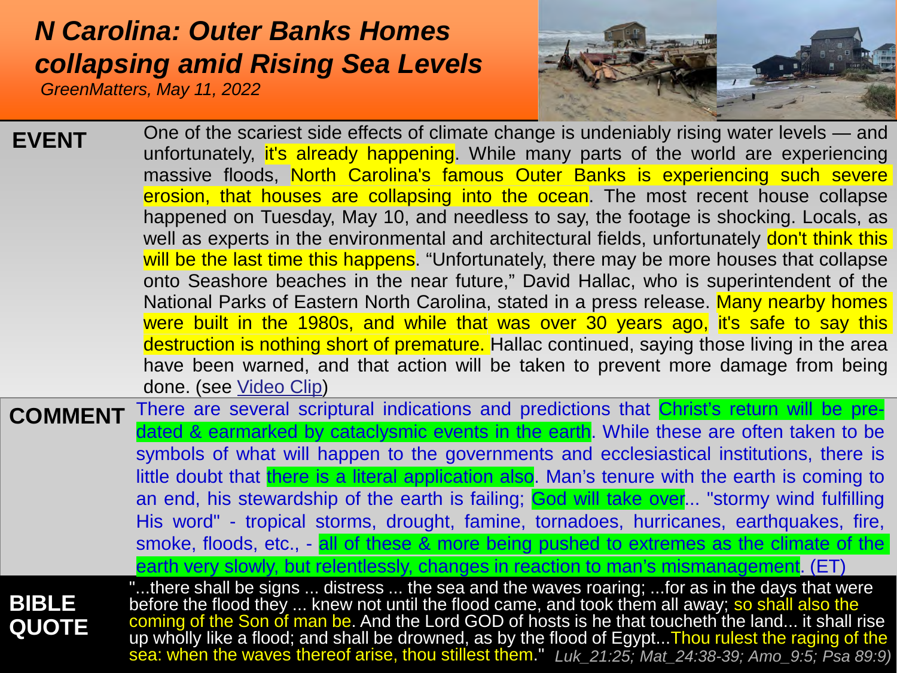# N Carolina: Outer Banks Homes collapsing amid Rising Sea Levels

*GreenMatters, May 11, 2022*

**EVENT**

One of the scariest side effects of climate change is undeniably rising water levels — and unfortunately, it's already happening. While many parts of the world are experiencing massive floods, North Carolina's famous Outer Banks is experiencing such severe erosion, that houses are collapsing into the ocean. The most recent house collapse happened on Tuesday, May 10, and needless to say, the footage is shocking. Locals, as well as experts in the environmental and architectural fields, unfortunately don't think this will be the last time this happens. "Unfortunately, there may be more houses that collapse onto Seashore beaches in the near future," David Hallac, who is superintendent of the National Parks of Eastern North Carolina, stated in a press release. Many nearby homes were built in the 1980s, and while that was over 30 years ago, it's safe to say this destruction is nothing short of premature. Hallac continued, saying those living in the area have been warned, and that action will be taken to prevent more damage from being done. (see Video Clip)

**COMMENT**

There are several scriptural indications and predictions that Christ's return will be pre-dated & earmarked by cataclysmic events in the earth. While these are often taken to be symbols of what will happen to the governments and ecclesiastical institutions, there is little doubt that there is a literal application also. Man's tenure with the earth is coming to an end, his stewardship of the earth is failing; God will take over... "stormy wind fulfilling His word" - tropical storms, drought, famine, tornadoes, hurricanes, earthquakes, fire, smoke, floods, etc., - all of these & more being pushed to extremes as the climate of the earth very slowly, but relentlessly, changes in reaction to man's mismanagement. (ET)

**BIBLE QUOTE**

"...there shall be signs ... distress ... the sea and the waves roaring; ...for as in the days that were before the flood they ... knew not until the flood came, and took them all away; so shall also the coming of the Son of man be. And the Lord GOD of hosts is he that toucheth the land... it shall rise up wholly like a flood; and shall be drowned, as by the flood of Egypt...Thou rulest the raging of the sea: when the waves thereof arise, thou stillest them." *Luk_21:25; Mat_24:38-39; Amo_9:5; Psa 89:9)*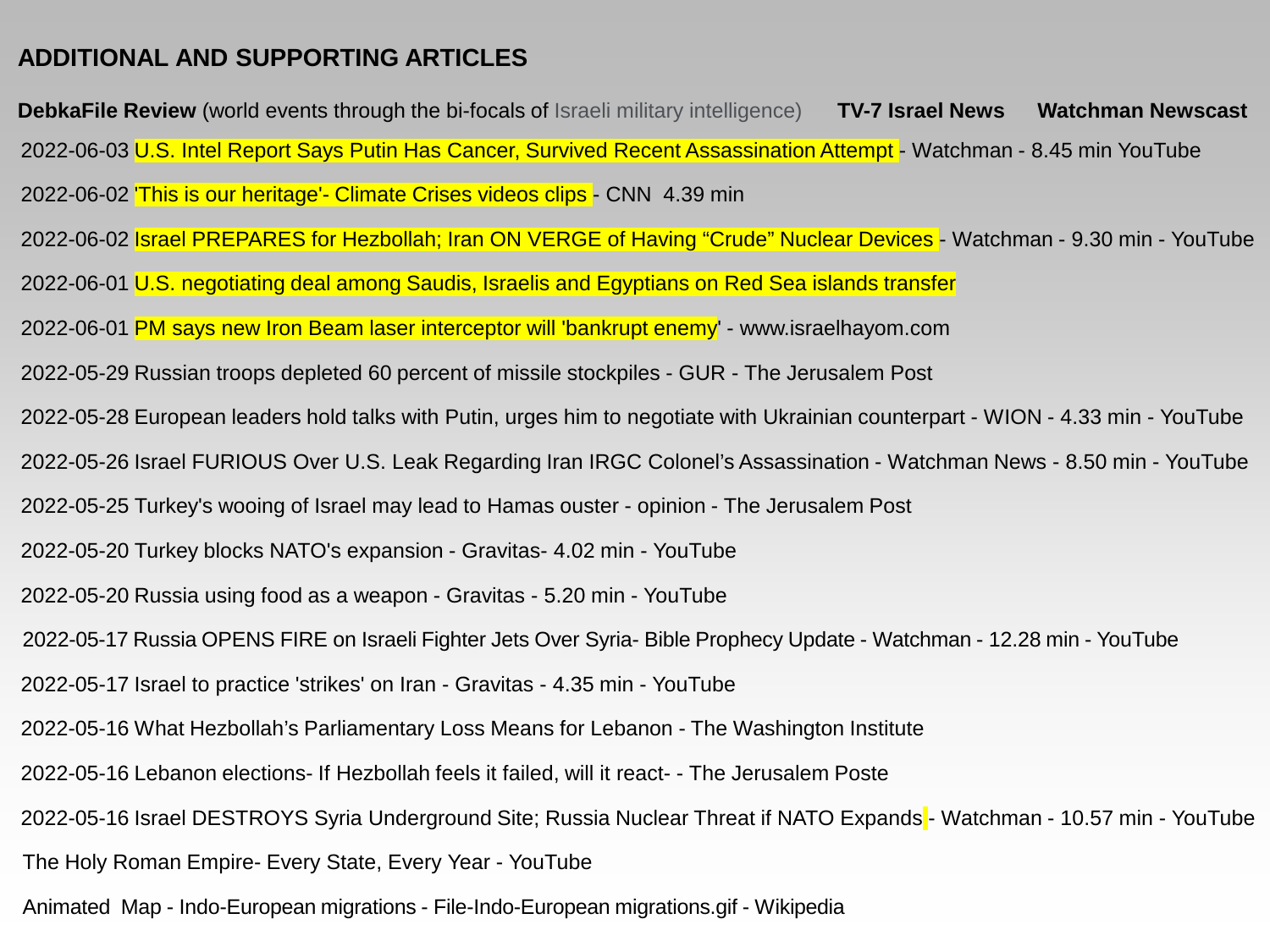## ADDITIONAL AND SUPPORTING ARTICLES

**DebkaFile Review** (world events through the bi-focals of Israeli military intelligence) **TV-7 Israel News** **Watchman Newscast**

2022-06-03 U.S. Intel Report Says Putin Has Cancer, Survived Recent Assassination Attempt - Watchman - 8.45 min YouTube

2022-06-02 'This is our heritage'- Climate Crises videos clips - CNN 4.39 min

2022-06-02 Israel PREPARES for Hezbollah; Iran ON VERGE of Having "Crude" Nuclear Devices - Watchman - 9.30 min - YouTube

2022-06-01 U.S. negotiating deal among Saudis, Israelis and Egyptians on Red Sea islands transfer

2022-06-01 PM says new Iron Beam laser interceptor will 'bankrupt enemy' - www.israelhayom.com

2022-05-29 Russian troops depleted 60 percent of missile stockpiles - GUR - The Jerusalem Post

2022-05-28 European leaders hold talks with Putin, urges him to negotiate with Ukrainian counterpart - WION - 4.33 min - YouTube

2022-05-26 Israel FURIOUS Over U.S. Leak Regarding Iran IRGC Colonel's Assassination - Watchman News - 8.50 min - YouTube

2022-05-25 Turkey's wooing of Israel may lead to Hamas ouster - opinion - The Jerusalem Post

2022-05-20 Turkey blocks NATO's expansion - Gravitas- 4.02 min - YouTube

2022-05-20 Russia using food as a weapon - Gravitas - 5.20 min - YouTube

2022-05-17 Russia OPENS FIRE on Israeli Fighter Jets Over Syria- Bible Prophecy Update - Watchman - 12.28 min - YouTube

2022-05-17 Israel to practice 'strikes' on Iran - Gravitas - 4.35 min - YouTube

2022-05-16 What Hezbollah's Parliamentary Loss Means for Lebanon - The Washington Institute

2022-05-16 Lebanon elections- If Hezbollah feels it failed, will it react- - The Jerusalem Poste

2022-05-16 Israel DESTROYS Syria Underground Site; Russia Nuclear Threat if NATO Expands - Watchman - 10.57 min - YouTube

The Holy Roman Empire- Every State, Every Year - YouTube

Animated Map - Indo-European migrations - File-Indo-European migrations.gif - Wikipedia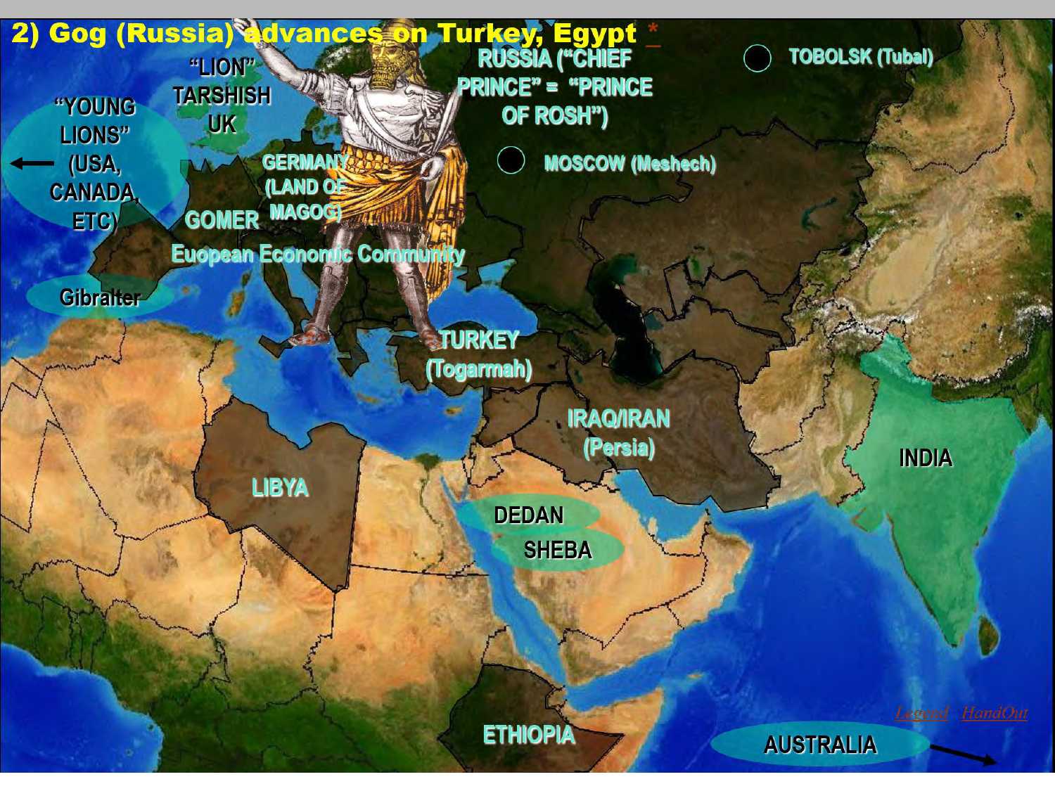## 2) Gog (Russia) advances on Turkey, Egypt *

RUSSIA ("CHIEF PRINCE" = "PRINCE OF ROSH")

TOBOLSK (Tubal)

MOSCOW (Meshech)

"LION" TARSHISH UK

"YOUNG LIONS" (USA, CANADA, ETC)

GERMANY (LAND OF MAGOG)

GOMER

Euopean Economic Community

Gibralter

TURKEY (Togarmah)

IRAQ/IRAN (Persia)

INDIA

LIBYA

DEDAN

SHEBA

ETHIOPIA

AUSTRALIA

Legend HandOut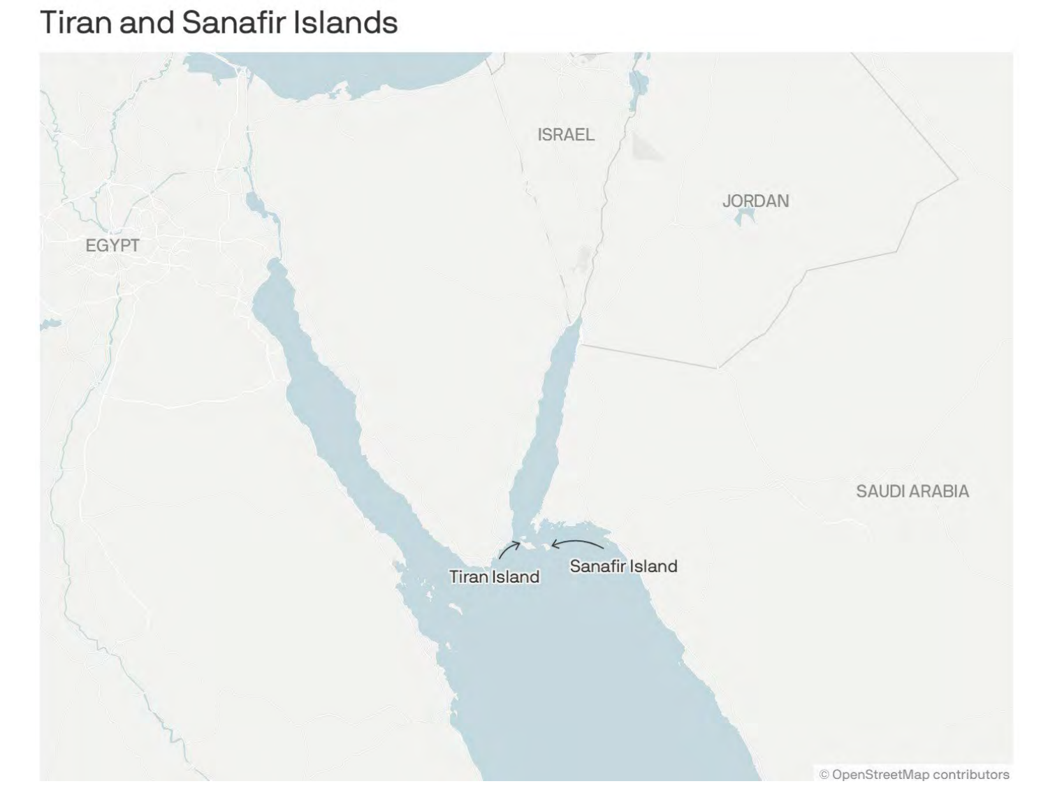# Tiran and Sanafir Islands

ISRAEL

JORDAN

EGYPT

SAUDI ARABIA

Tiran Island

Sanafir Island

© OpenStreetMap contributors